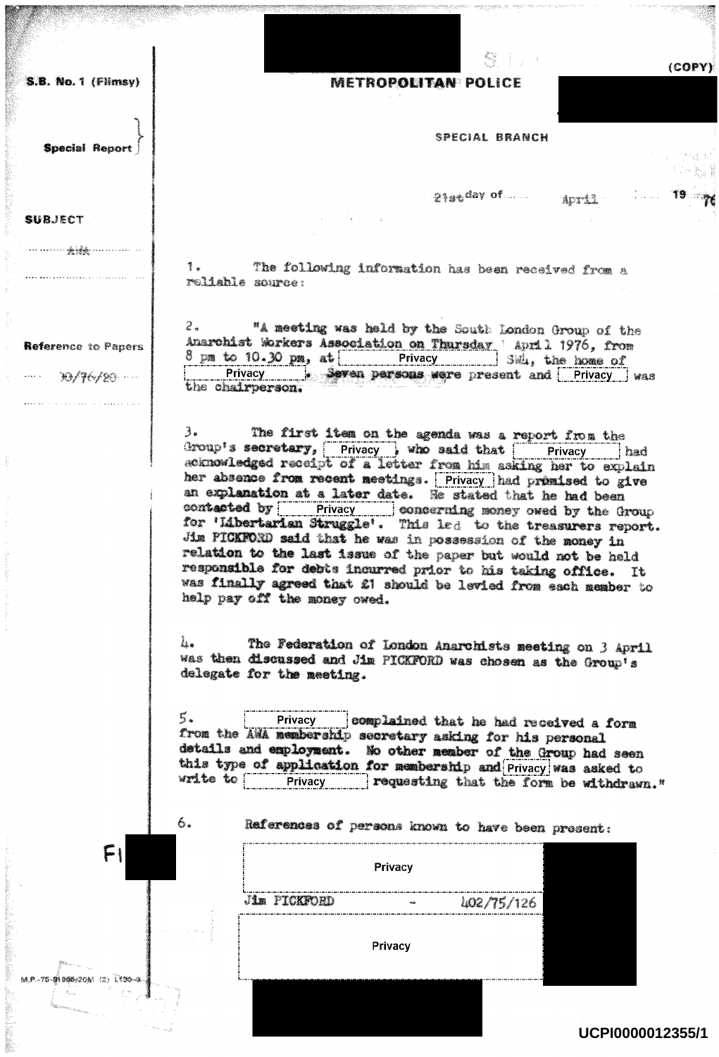S.B. No. 1 (Flimsy)

(COPY)

**METROPOLITAN POLICE**

Special Report

SPECIAL BRANCH

21st day of April 1976

SUBJECT

AWA

Reference to Papers

400/76/20

1. The following information has been received from a reliable source:

2. "A meeting was held by the South London Group of the Anarchist Workers Association on Thursday April 1976, from 8 pm to 10.30 pm, at Privacy SW4, the home of Privacy. Seven persons were present and Privacy was the chairperson.

3. The first item on the agenda was a report from the Group's secretary, Privacy, who said that Privacy had acknowledged receipt of a letter from him asking her to explain her absence from recent meetings. Privacy had promised to give an explanation at a later date. He stated that he had been contacted by Privacy concerning money owed by the Group for 'Libertarian Struggle'. This led to the treasurers report. Jim PICKFORD said that he was in possession of the money in relation to the last issue of the paper but would not be held responsible for debts incurred prior to his taking office. It was finally agreed that £1 should be levied from each member to help pay off the money owed.

4. The Federation of London Anarchists meeting on 3 April was then discussed and Jim PICKFORD was chosen as the Group's delegate for the meeting.

5. Privacy complained that he had received a form from the AWA membership secretary asking for his personal details and employment. No other member of the Group had seen this type of application for membership and Privacy was asked to write to Privacy requesting that the form be withdrawn."

6. References of persons known to have been present:

Privacy

Jim PICKFORD - 402/75/126

Privacy

M.P.-75-81985/20M (2) L130-3

UCPI0000012355/1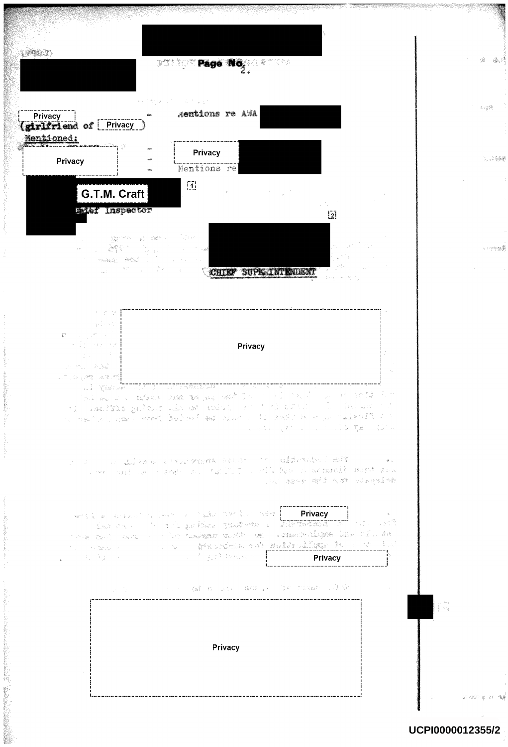Page No. 2.

Privacy - Mentions re AWA
(girlfriend of Privacy)

Mentioned:

Privacy - Privacy
- Mentions re

G.T.M. Craft [1]
Chief Inspector

[2]

CHIEF SUPERINTENDENT

Privacy

Privacy

Privacy

Privacy